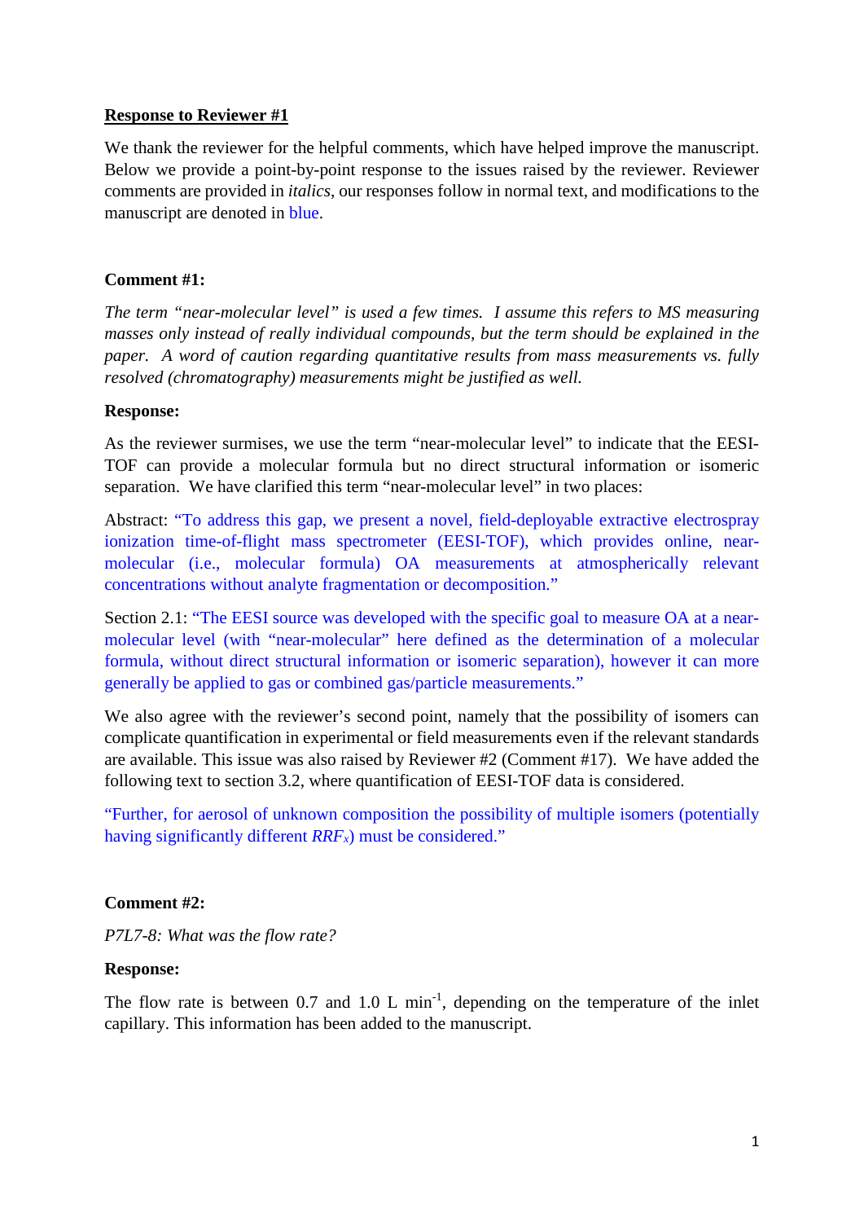**Response to Reviewer #1**

We thank the reviewer for the helpful comments, which have helped improve the manuscript. Below we provide a point-by-point response to the issues raised by the reviewer. Reviewer comments are provided in *italics*, our responses follow in normal text, and modifications to the manuscript are denoted in blue.

**Comment #1:**

*The term "near-molecular level" is used a few times. I assume this refers to MS measuring masses only instead of really individual compounds, but the term should be explained in the paper. A word of caution regarding quantitative results from mass measurements vs. fully resolved (chromatography) measurements might be justified as well.*

**Response:**

As the reviewer surmises, we use the term "near-molecular level" to indicate that the EESI-TOF can provide a molecular formula but no direct structural information or isomeric separation. We have clarified this term "near-molecular level" in two places:

Abstract: "To address this gap, we present a novel, field-deployable extractive electrospray ionization time-of-flight mass spectrometer (EESI-TOF), which provides online, near-molecular (i.e., molecular formula) OA measurements at atmospherically relevant concentrations without analyte fragmentation or decomposition."

Section 2.1: "The EESI source was developed with the specific goal to measure OA at a near-molecular level (with "near-molecular" here defined as the determination of a molecular formula, without direct structural information or isomeric separation), however it can more generally be applied to gas or combined gas/particle measurements."

We also agree with the reviewer's second point, namely that the possibility of isomers can complicate quantification in experimental or field measurements even if the relevant standards are available. This issue was also raised by Reviewer #2 (Comment #17). We have added the following text to section 3.2, where quantification of EESI-TOF data is considered.

"Further, for aerosol of unknown composition the possibility of multiple isomers (potentially having significantly different $RRF_x$) must be considered."

**Comment #2:**

*P7L7-8: What was the flow rate?*

**Response:**

The flow rate is between 0.7 and 1.0 L min$^{-1}$, depending on the temperature of the inlet capillary. This information has been added to the manuscript.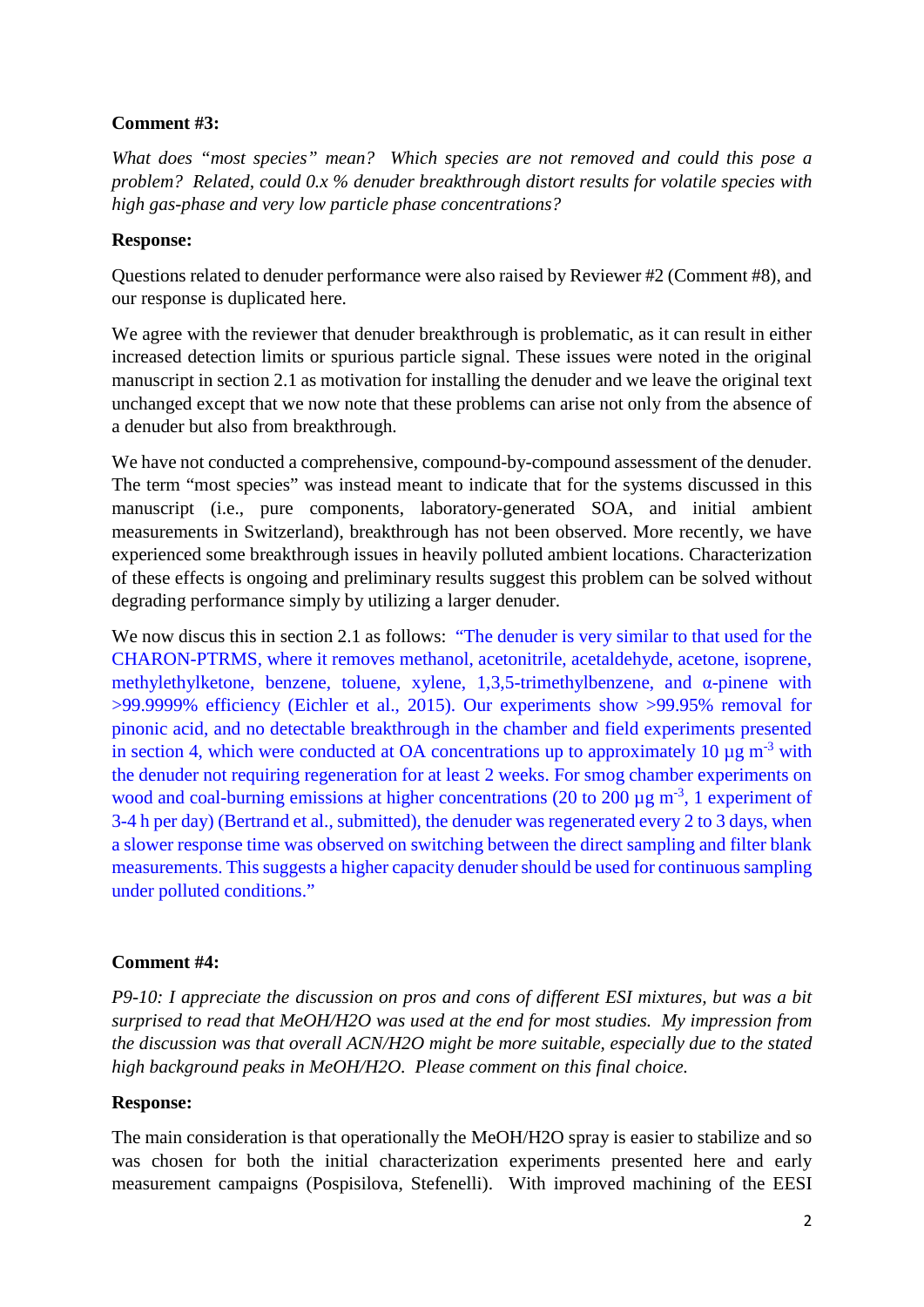**Comment #3:**

*What does "most species" mean? Which species are not removed and could this pose a problem? Related, could 0.x % denuder breakthrough distort results for volatile species with high gas-phase and very low particle phase concentrations?*

**Response:**

Questions related to denuder performance were also raised by Reviewer #2 (Comment #8), and our response is duplicated here.

We agree with the reviewer that denuder breakthrough is problematic, as it can result in either increased detection limits or spurious particle signal. These issues were noted in the original manuscript in section 2.1 as motivation for installing the denuder and we leave the original text unchanged except that we now note that these problems can arise not only from the absence of a denuder but also from breakthrough.

We have not conducted a comprehensive, compound-by-compound assessment of the denuder. The term "most species" was instead meant to indicate that for the systems discussed in this manuscript (i.e., pure components, laboratory-generated SOA, and initial ambient measurements in Switzerland), breakthrough has not been observed. More recently, we have experienced some breakthrough issues in heavily polluted ambient locations. Characterization of these effects is ongoing and preliminary results suggest this problem can be solved without degrading performance simply by utilizing a larger denuder.

We now discus this in section 2.1 as follows: "The denuder is very similar to that used for the CHARON-PTRMS, where it removes methanol, acetonitrile, acetaldehyde, acetone, isoprene, methylethylketone, benzene, toluene, xylene, 1,3,5-trimethylbenzene, and α-pinene with >99.9999% efficiency (Eichler et al., 2015). Our experiments show >99.95% removal for pinonic acid, and no detectable breakthrough in the chamber and field experiments presented in section 4, which were conducted at OA concentrations up to approximately 10 µg $m^{-3}$ with the denuder not requiring regeneration for at least 2 weeks. For smog chamber experiments on wood and coal-burning emissions at higher concentrations (20 to 200 µg $m^{-3}$, 1 experiment of 3-4 h per day) (Bertrand et al., submitted), the denuder was regenerated every 2 to 3 days, when a slower response time was observed on switching between the direct sampling and filter blank measurements. This suggests a higher capacity denuder should be used for continuous sampling under polluted conditions."

**Comment #4:**

*P9-10: I appreciate the discussion on pros and cons of different ESI mixtures, but was a bit surprised to read that MeOH/H2O was used at the end for most studies. My impression from the discussion was that overall ACN/H2O might be more suitable, especially due to the stated high background peaks in MeOH/H2O. Please comment on this final choice.*

**Response:**

The main consideration is that operationally the MeOH/H2O spray is easier to stabilize and so was chosen for both the initial characterization experiments presented here and early measurement campaigns (Pospisilova, Stefenelli). With improved machining of the EESI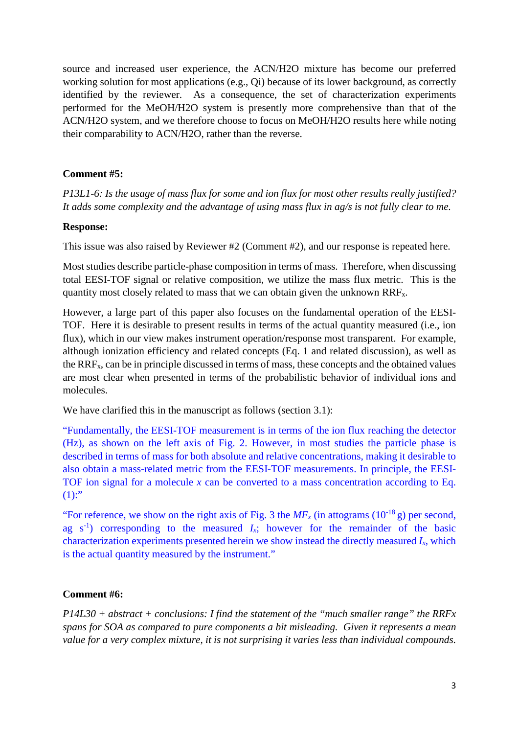source and increased user experience, the ACN/H2O mixture has become our preferred working solution for most applications (e.g., Qi) because of its lower background, as correctly identified by the reviewer. As a consequence, the set of characterization experiments performed for the MeOH/H2O system is presently more comprehensive than that of the ACN/H2O system, and we therefore choose to focus on MeOH/H2O results here while noting their comparability to ACN/H2O, rather than the reverse.

**Comment #5:**

*P13L1-6: Is the usage of mass flux for some and ion flux for most other results really justified? It adds some complexity and the advantage of using mass flux in ag/s is not fully clear to me.*

**Response:**

This issue was also raised by Reviewer #2 (Comment #2), and our response is repeated here.

Most studies describe particle-phase composition in terms of mass. Therefore, when discussing total EESI-TOF signal or relative composition, we utilize the mass flux metric. This is the quantity most closely related to mass that we can obtain given the unknown $RRF_x$.

However, a large part of this paper also focuses on the fundamental operation of the EESI-TOF. Here it is desirable to present results in terms of the actual quantity measured (i.e., ion flux), which in our view makes instrument operation/response most transparent. For example, although ionization efficiency and related concepts (Eq. 1 and related discussion), as well as the $RRF_x$, can be in principle discussed in terms of mass, these concepts and the obtained values are most clear when presented in terms of the probabilistic behavior of individual ions and molecules.

We have clarified this in the manuscript as follows (section 3.1):

"Fundamentally, the EESI-TOF measurement is in terms of the ion flux reaching the detector (Hz), as shown on the left axis of Fig. 2. However, in most studies the particle phase is described in terms of mass for both absolute and relative concentrations, making it desirable to also obtain a mass-related metric from the EESI-TOF measurements. In principle, the EESI-TOF ion signal for a molecule *x* can be converted to a mass concentration according to Eq. (1):"

"For reference, we show on the right axis of Fig. 3 the $MF_x$ (in attograms ($10^{-18}$ g) per second, ag $s^{-1}$) corresponding to the measured $I_x$; however for the remainder of the basic characterization experiments presented herein we show instead the directly measured $I_x$, which is the actual quantity measured by the instrument."

**Comment #6:**

*P14L30 + abstract + conclusions: I find the statement of the "much smaller range" the RRFx spans for SOA as compared to pure components a bit misleading. Given it represents a mean value for a very complex mixture, it is not surprising it varies less than individual compounds.*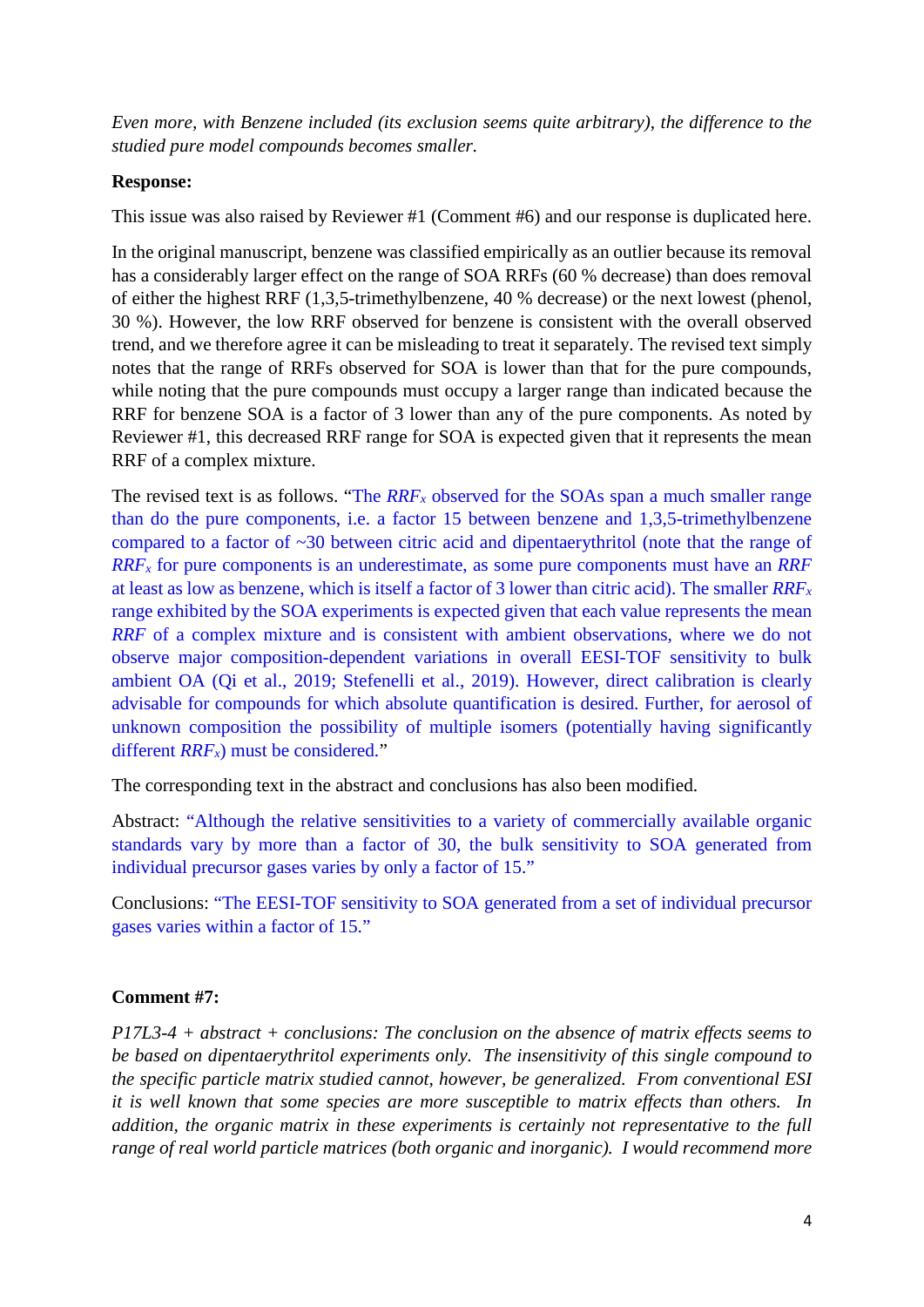*Even more, with Benzene included (its exclusion seems quite arbitrary), the difference to the studied pure model compounds becomes smaller.*

**Response:**

This issue was also raised by Reviewer #1 (Comment #6) and our response is duplicated here.

In the original manuscript, benzene was classified empirically as an outlier because its removal has a considerably larger effect on the range of SOA RRFs (60 % decrease) than does removal of either the highest RRF (1,3,5-trimethylbenzene, 40 % decrease) or the next lowest (phenol, 30 %). However, the low RRF observed for benzene is consistent with the overall observed trend, and we therefore agree it can be misleading to treat it separately. The revised text simply notes that the range of RRFs observed for SOA is lower than that for the pure compounds, while noting that the pure compounds must occupy a larger range than indicated because the RRF for benzene SOA is a factor of 3 lower than any of the pure components. As noted by Reviewer #1, this decreased RRF range for SOA is expected given that it represents the mean RRF of a complex mixture.

The revised text is as follows. "The $RRF_x$ observed for the SOAs span a much smaller range than do the pure components, i.e. a factor 15 between benzene and 1,3,5-trimethylbenzene compared to a factor of ~30 between citric acid and dipentaerythritol (note that the range of $RRF_x$ for pure components is an underestimate, as some pure components must have an *RRF* at least as low as benzene, which is itself a factor of 3 lower than citric acid). The smaller $RRF_x$ range exhibited by the SOA experiments is expected given that each value represents the mean *RRF* of a complex mixture and is consistent with ambient observations, where we do not observe major composition-dependent variations in overall EESI-TOF sensitivity to bulk ambient OA (Qi et al., 2019; Stefenelli et al., 2019). However, direct calibration is clearly advisable for compounds for which absolute quantification is desired. Further, for aerosol of unknown composition the possibility of multiple isomers (potentially having significantly different $RRF_x$) must be considered."

The corresponding text in the abstract and conclusions has also been modified.

Abstract: "Although the relative sensitivities to a variety of commercially available organic standards vary by more than a factor of 30, the bulk sensitivity to SOA generated from individual precursor gases varies by only a factor of 15."

Conclusions: "The EESI-TOF sensitivity to SOA generated from a set of individual precursor gases varies within a factor of 15."

**Comment #7:**

*P17L3-4 + abstract + conclusions: The conclusion on the absence of matrix effects seems to be based on dipentaerythritol experiments only. The insensitivity of this single compound to the specific particle matrix studied cannot, however, be generalized. From conventional ESI it is well known that some species are more susceptible to matrix effects than others. In addition, the organic matrix in these experiments is certainly not representative to the full range of real world particle matrices (both organic and inorganic). I would recommend more*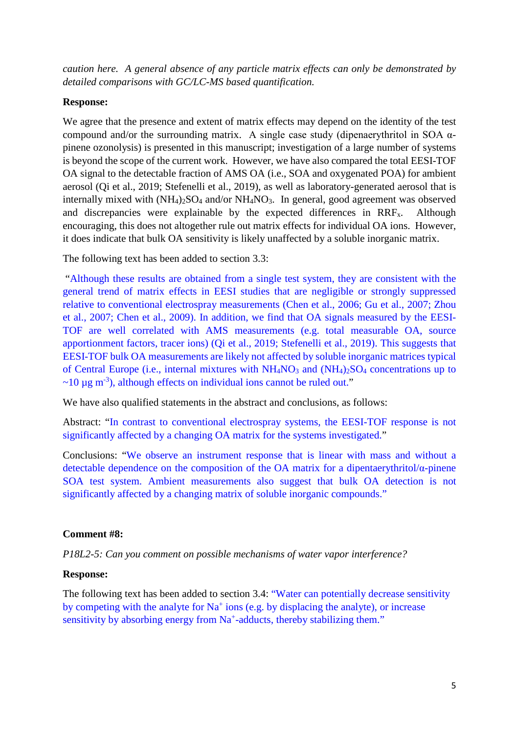*caution here. A general absence of any particle matrix effects can only be demonstrated by detailed comparisons with GC/LC-MS based quantification.*

**Response:**

We agree that the presence and extent of matrix effects may depend on the identity of the test compound and/or the surrounding matrix. A single case study (dipenaerythritol in SOA α-pinene ozonolysis) is presented in this manuscript; investigation of a large number of systems is beyond the scope of the current work. However, we have also compared the total EESI-TOF OA signal to the detectable fraction of AMS OA (i.e., SOA and oxygenated POA) for ambient aerosol (Qi et al., 2019; Stefenelli et al., 2019), as well as laboratory-generated aerosol that is internally mixed with $(NH_4)_2SO_4$ and/or $NH_4NO_3$. In general, good agreement was observed and discrepancies were explainable by the expected differences in $RRF_x$. Although encouraging, this does not altogether rule out matrix effects for individual OA ions. However, it does indicate that bulk OA sensitivity is likely unaffected by a soluble inorganic matrix.

The following text has been added to section 3.3:

"Although these results are obtained from a single test system, they are consistent with the general trend of matrix effects in EESI studies that are negligible or strongly suppressed relative to conventional electrospray measurements (Chen et al., 2006; Gu et al., 2007; Zhou et al., 2007; Chen et al., 2009). In addition, we find that OA signals measured by the EESI-TOF are well correlated with AMS measurements (e.g. total measurable OA, source apportionment factors, tracer ions) (Qi et al., 2019; Stefenelli et al., 2019). This suggests that EESI-TOF bulk OA measurements are likely not affected by soluble inorganic matrices typical of Central Europe (i.e., internal mixtures with $NH_4NO_3$ and $(NH_4)_2SO_4$ concentrations up to ~10 µg $m^{-3}$), although effects on individual ions cannot be ruled out."

We have also qualified statements in the abstract and conclusions, as follows:

Abstract: "In contrast to conventional electrospray systems, the EESI-TOF response is not significantly affected by a changing OA matrix for the systems investigated."

Conclusions: "We observe an instrument response that is linear with mass and without a detectable dependence on the composition of the OA matrix for a dipentaerythritol/α-pinene SOA test system. Ambient measurements also suggest that bulk OA detection is not significantly affected by a changing matrix of soluble inorganic compounds."

**Comment #8:**

*P18L2-5: Can you comment on possible mechanisms of water vapor interference?*

**Response:**

The following text has been added to section 3.4: "Water can potentially decrease sensitivity by competing with the analyte for $Na^+$ ions (e.g. by displacing the analyte), or increase sensitivity by absorbing energy from $Na^+$-adducts, thereby stabilizing them."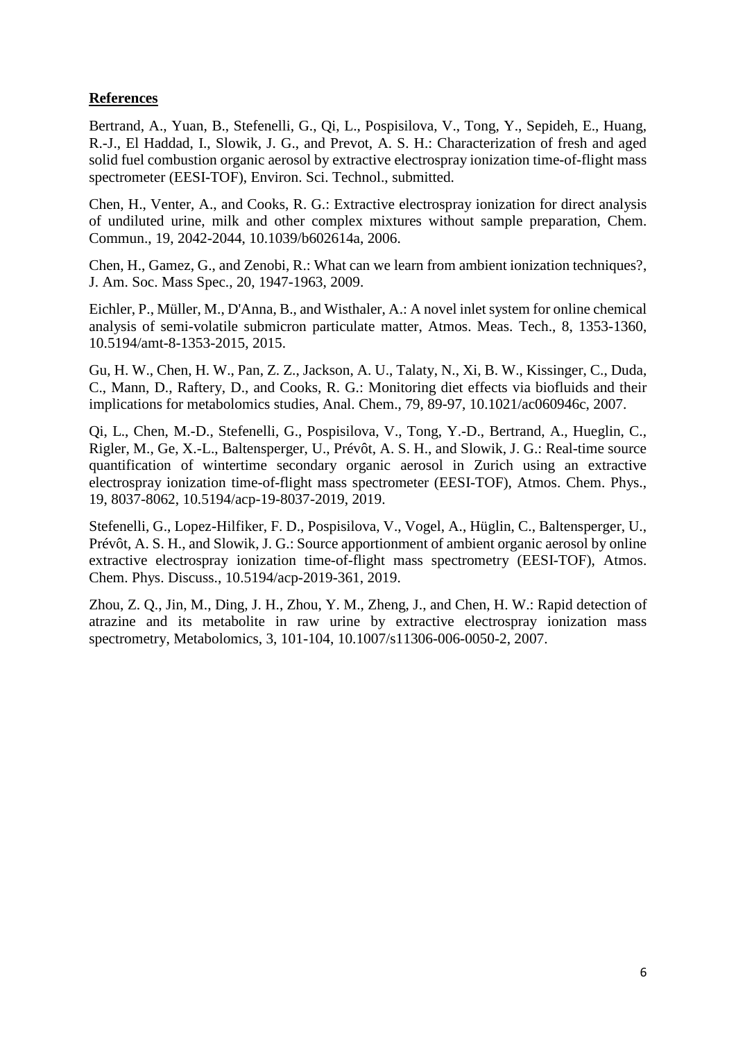## References

Bertrand, A., Yuan, B., Stefenelli, G., Qi, L., Pospisilova, V., Tong, Y., Sepideh, E., Huang, R.-J., El Haddad, I., Slowik, J. G., and Prevot, A. S. H.: Characterization of fresh and aged solid fuel combustion organic aerosol by extractive electrospray ionization time-of-flight mass spectrometer (EESI-TOF), Environ. Sci. Technol., submitted.

Chen, H., Venter, A., and Cooks, R. G.: Extractive electrospray ionization for direct analysis of undiluted urine, milk and other complex mixtures without sample preparation, Chem. Commun., 19, 2042-2044, 10.1039/b602614a, 2006.

Chen, H., Gamez, G., and Zenobi, R.: What can we learn from ambient ionization techniques?, J. Am. Soc. Mass Spec., 20, 1947-1963, 2009.

Eichler, P., Müller, M., D'Anna, B., and Wisthaler, A.: A novel inlet system for online chemical analysis of semi-volatile submicron particulate matter, Atmos. Meas. Tech., 8, 1353-1360, 10.5194/amt-8-1353-2015, 2015.

Gu, H. W., Chen, H. W., Pan, Z. Z., Jackson, A. U., Talaty, N., Xi, B. W., Kissinger, C., Duda, C., Mann, D., Raftery, D., and Cooks, R. G.: Monitoring diet effects via biofluids and their implications for metabolomics studies, Anal. Chem., 79, 89-97, 10.1021/ac060946c, 2007.

Qi, L., Chen, M.-D., Stefenelli, G., Pospisilova, V., Tong, Y.-D., Bertrand, A., Hueglin, C., Rigler, M., Ge, X.-L., Baltensperger, U., Prévôt, A. S. H., and Slowik, J. G.: Real-time source quantification of wintertime secondary organic aerosol in Zurich using an extractive electrospray ionization time-of-flight mass spectrometer (EESI-TOF), Atmos. Chem. Phys., 19, 8037-8062, 10.5194/acp-19-8037-2019, 2019.

Stefenelli, G., Lopez-Hilfiker, F. D., Pospisilova, V., Vogel, A., Hüglin, C., Baltensperger, U., Prévôt, A. S. H., and Slowik, J. G.: Source apportionment of ambient organic aerosol by online extractive electrospray ionization time-of-flight mass spectrometry (EESI-TOF), Atmos. Chem. Phys. Discuss., 10.5194/acp-2019-361, 2019.

Zhou, Z. Q., Jin, M., Ding, J. H., Zhou, Y. M., Zheng, J., and Chen, H. W.: Rapid detection of atrazine and its metabolite in raw urine by extractive electrospray ionization mass spectrometry, Metabolomics, 3, 101-104, 10.1007/s11306-006-0050-2, 2007.